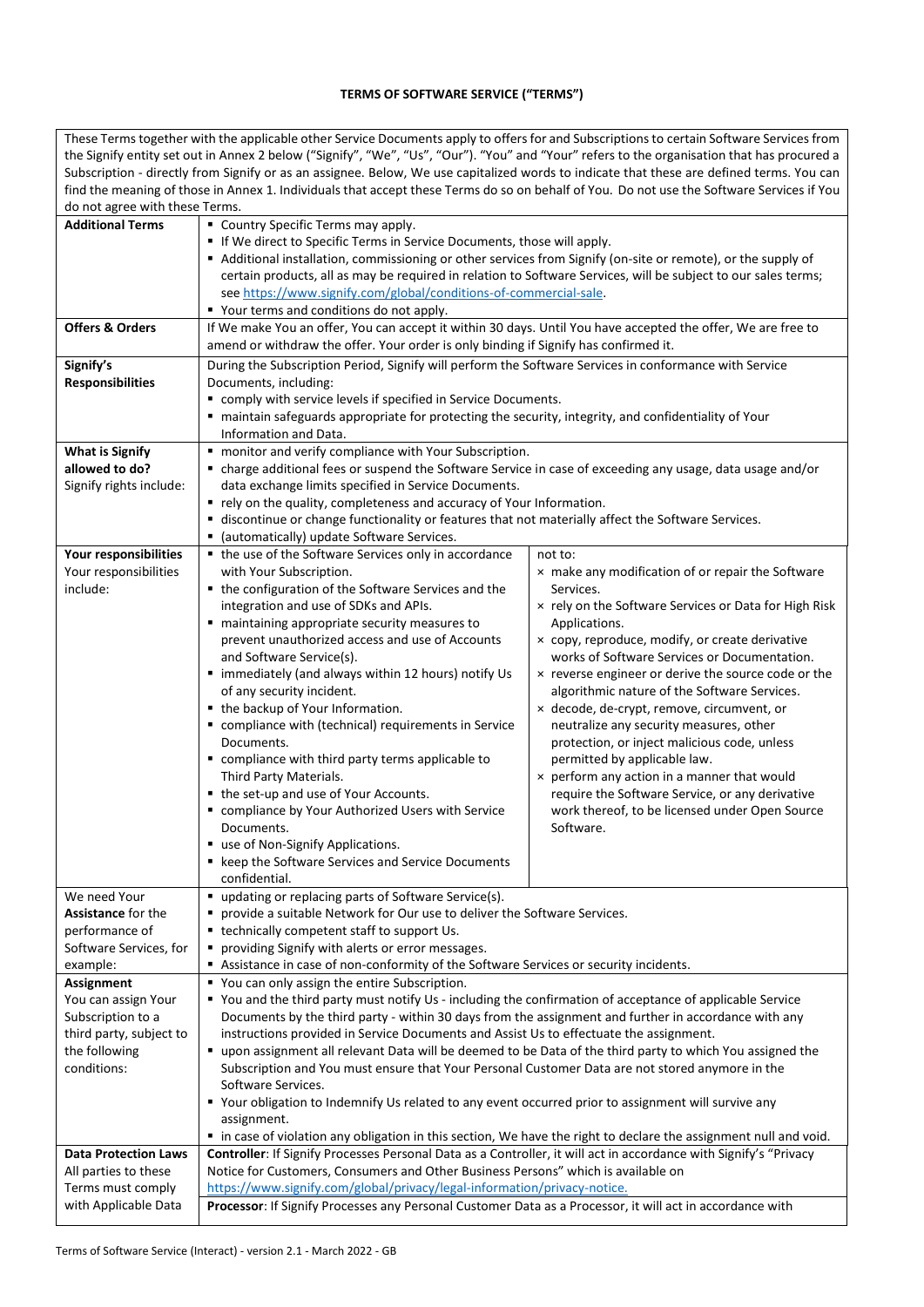# TERMS OF SOFTWARE SERVICE ("TERMS")

These Terms together with the applicable other Service Documents apply to offers for and Subscriptions to certain Software Services from the Signify entity set out in Annex 2 below ("Signify", "We", "Us", "Our"). "You" and "Your" refers to the organisation that has procured a Subscription - directly from Signify or as an assignee. Below, We use capitalized words to indicate that these are defined terms. You can find the meaning of those in Annex 1. Individuals that accept these Terms do so on behalf of You. Do not use the Software Services if You do not agree with these Terms.

| | |
|---|---|
| **Additional Terms** | ▪ Country Specific Terms may apply.<br>▪ If We direct to Specific Terms in Service Documents, those will apply.<br>▪ Additional installation, commissioning or other services from Signify (on-site or remote), or the supply of certain products, all as may be required in relation to Software Services, will be subject to our sales terms; see https://www.signify.com/global/conditions-of-commercial-sale.<br>▪ Your terms and conditions do not apply. |
| **Offers & Orders** | If We make You an offer, You can accept it within 30 days. Until You have accepted the offer, We are free to amend or withdraw the offer. Your order is only binding if Signify has confirmed it. |
| **Signify's Responsibilities** | During the Subscription Period, Signify will perform the Software Services in conformance with Service Documents, including:<br>▪ comply with service levels if specified in Service Documents.<br>▪ maintain safeguards appropriate for protecting the security, integrity, and confidentiality of Your Information and Data. |
| **What is Signify allowed to do?**<br>Signify rights include: | ▪ monitor and verify compliance with Your Subscription.<br>▪ charge additional fees or suspend the Software Service in case of exceeding any usage, data usage and/or data exchange limits specified in Service Documents.<br>▪ rely on the quality, completeness and accuracy of Your Information.<br>▪ discontinue or change functionality or features that not materially affect the Software Services.<br>▪ (automatically) update Software Services. |
| **Your responsibilities**<br>Your responsibilities include: | ▪ the use of the Software Services only in accordance with Your Subscription.<br>▪ the configuration of the Software Services and the integration and use of SDKs and APIs.<br>▪ maintaining appropriate security measures to prevent unauthorized access and use of Accounts and Software Service(s).<br>▪ immediately (and always within 12 hours) notify Us of any security incident.<br>▪ the backup of Your Information.<br>▪ compliance with (technical) requirements in Service Documents.<br>▪ compliance with third party terms applicable to Third Party Materials.<br>▪ the set-up and use of Your Accounts.<br>▪ compliance by Your Authorized Users with Service Documents.<br>▪ use of Non-Signify Applications.<br>▪ keep the Software Services and Service Documents confidential.<br><br>not to:<br>× make any modification of or repair the Software Services.<br>× rely on the Software Services or Data for High Risk Applications.<br>× copy, reproduce, modify, or create derivative works of Software Services or Documentation.<br>× reverse engineer or derive the source code or the algorithmic nature of the Software Services.<br>× decode, de-crypt, remove, circumvent, or neutralize any security measures, other protection, or inject malicious code, unless permitted by applicable law.<br>× perform any action in a manner that would require the Software Service, or any derivative work thereof, to be licensed under Open Source Software. |
| We need Your **Assistance** for the performance of Software Services, for example: | ▪ updating or replacing parts of Software Service(s).<br>▪ provide a suitable Network for Our use to deliver the Software Services.<br>▪ technically competent staff to support Us.<br>▪ providing Signify with alerts or error messages.<br>▪ Assistance in case of non-conformity of the Software Services or security incidents. |
| **Assignment**<br>You can assign Your Subscription to a third party, subject to the following conditions: | ▪ You can only assign the entire Subscription.<br>▪ You and the third party must notify Us - including the confirmation of acceptance of applicable Service Documents by the third party - within 30 days from the assignment and further in accordance with any instructions provided in Service Documents and Assist Us to effectuate the assignment.<br>▪ upon assignment all relevant Data will be deemed to be Data of the third party to which You assigned the Subscription and You must ensure that Your Personal Customer Data are not stored anymore in the Software Services.<br>▪ Your obligation to Indemnify Us related to any event occurred prior to assignment will survive any assignment.<br>▪ in case of violation any obligation in this section, We have the right to declare the assignment null and void. |
| **Data Protection Laws**<br>All parties to these Terms must comply with Applicable Data | **Controller**: If Signify Processes Personal Data as a Controller, it will act in accordance with Signify's "Privacy Notice for Customers, Consumers and Other Business Persons" which is available on https://www.signify.com/global/privacy/legal-information/privacy-notice.<br>**Processor**: If Signify Processes any Personal Customer Data as a Processor, it will act in accordance with |

Terms of Software Service (Interact) - version 2.1 - March 2022 - GB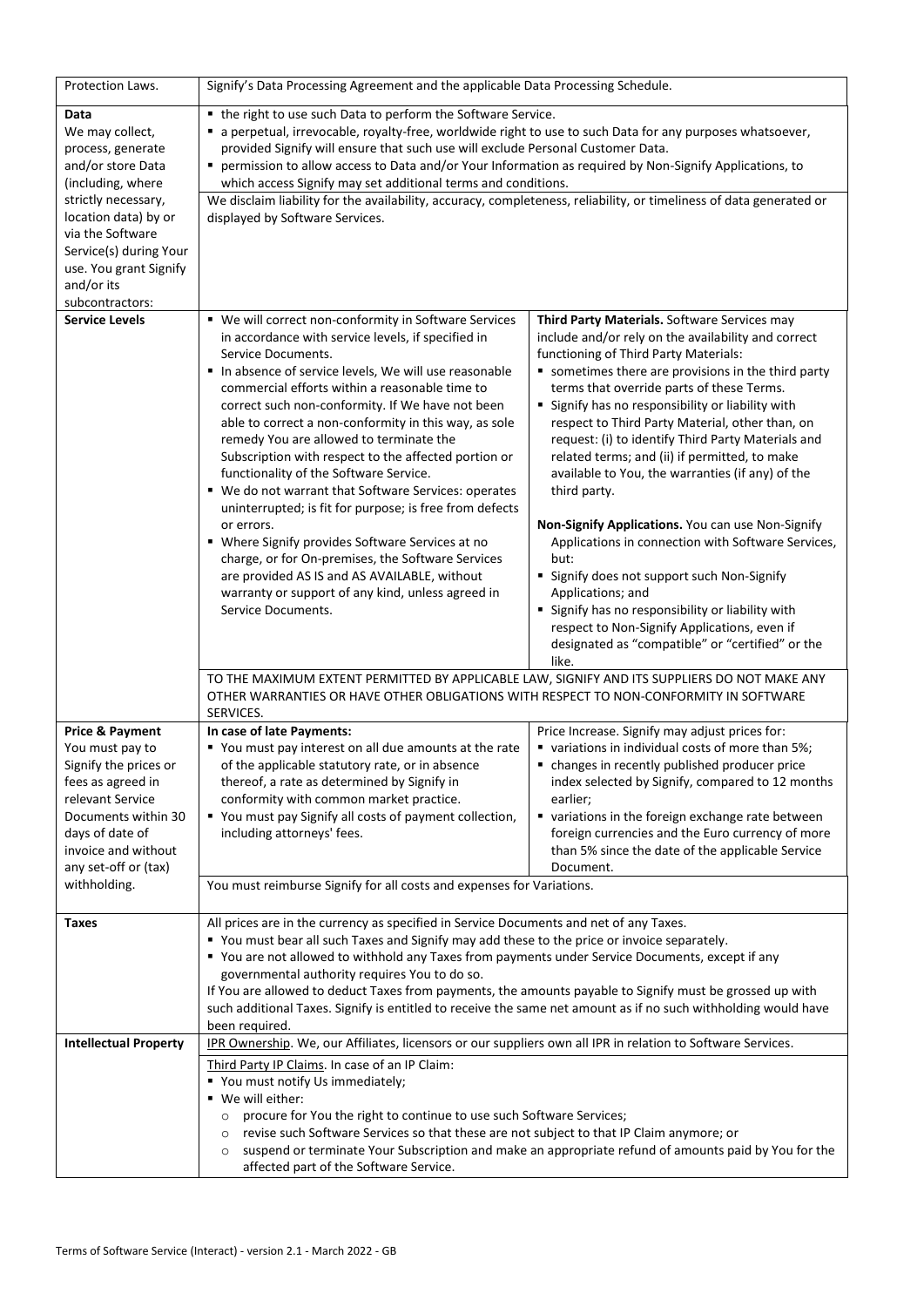| | | |
|---|---|---|
| Protection Laws. | Signify's Data Processing Agreement and the applicable Data Processing Schedule. | |
| **Data**<br>We may collect, process, generate and/or store Data (including, where strictly necessary, location data) by or via the Software Service(s) during Your use. You grant Signify and/or its subcontractors: | ▪ the right to use such Data to perform the Software Service.<br>▪ a perpetual, irrevocable, royalty-free, worldwide right to use to such Data for any purposes whatsoever, provided Signify will ensure that such use will exclude Personal Customer Data.<br>▪ permission to allow access to Data and/or Your Information as required by Non-Signify Applications, to which access Signify may set additional terms and conditions.<br>We disclaim liability for the availability, accuracy, completeness, reliability, or timeliness of data generated or displayed by Software Services. | |
| **Service Levels** | ▪ We will correct non-conformity in Software Services in accordance with service levels, if specified in Service Documents.<br>▪ In absence of service levels, We will use reasonable commercial efforts within a reasonable time to correct such non-conformity. If We have not been able to correct a non-conformity in this way, as sole remedy You are allowed to terminate the Subscription with respect to the affected portion or functionality of the Software Service.<br>▪ We do not warrant that Software Services: operates uninterrupted; is fit for purpose; is free from defects or errors.<br>▪ Where Signify provides Software Services at no charge, or for On-premises, the Software Services are provided AS IS and AS AVAILABLE, without warranty or support of any kind, unless agreed in Service Documents. | **Third Party Materials.** Software Services may include and/or rely on the availability and correct functioning of Third Party Materials:<br>▪ sometimes there are provisions in the third party terms that override parts of these Terms.<br>▪ Signify has no responsibility or liability with respect to Third Party Material, other than, on request: (i) to identify Third Party Materials and related terms; and (ii) if permitted, to make available to You, the warranties (if any) of the third party.<br><br>**Non-Signify Applications.** You can use Non-Signify Applications in connection with Software Services, but:<br>▪ Signify does not support such Non-Signify Applications; and<br>▪ Signify has no responsibility or liability with respect to Non-Signify Applications, even if designated as "compatible" or "certified" or the like. |
| | TO THE MAXIMUM EXTENT PERMITTED BY APPLICABLE LAW, SIGNIFY AND ITS SUPPLIERS DO NOT MAKE ANY OTHER WARRANTIES OR HAVE OTHER OBLIGATIONS WITH RESPECT TO NON-CONFORMITY IN SOFTWARE SERVICES. | |
| **Price & Payment**<br>You must pay to Signify the prices or fees as agreed in relevant Service Documents within 30 days of date of invoice and without any set-off or (tax) withholding. | **In case of late Payments:**<br>▪ You must pay interest on all due amounts at the rate of the applicable statutory rate, or in absence thereof, a rate as determined by Signify in conformity with common market practice.<br>▪ You must pay Signify all costs of payment collection, including attorneys' fees. | Price Increase. Signify may adjust prices for:<br>▪ variations in individual costs of more than 5%;<br>▪ changes in recently published producer price index selected by Signify, compared to 12 months earlier;<br>▪ variations in the foreign exchange rate between foreign currencies and the Euro currency of more than 5% since the date of the applicable Service Document. |
| | You must reimburse Signify for all costs and expenses for Variations. | |
| **Taxes** | All prices are in the currency as specified in Service Documents and net of any Taxes.<br>▪ You must bear all such Taxes and Signify may add these to the price or invoice separately.<br>▪ You are not allowed to withhold any Taxes from payments under Service Documents, except if any governmental authority requires You to do so.<br>If You are allowed to deduct Taxes from payments, the amounts payable to Signify must be grossed up with such additional Taxes. Signify is entitled to receive the same net amount as if no such withholding would have been required. | |
| **Intellectual Property** | IPR Ownership. We, our Affiliates, licensors or our suppliers own all IPR in relation to Software Services. | |
| | Third Party IP Claims. In case of an IP Claim:<br>▪ You must notify Us immediately;<br>▪ We will either:<br>○ procure for You the right to continue to use such Software Services;<br>○ revise such Software Services so that these are not subject to that IP Claim anymore; or<br>○ suspend or terminate Your Subscription and make an appropriate refund of amounts paid by You for the affected part of the Software Service. | |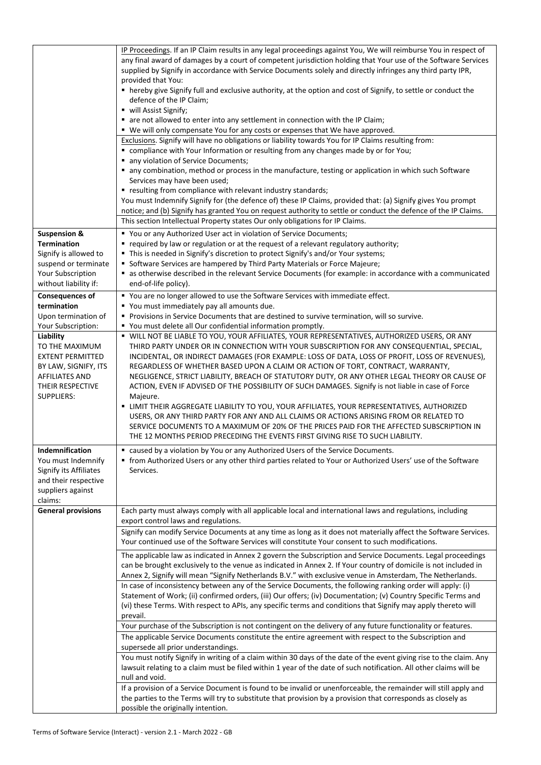| | |
|---|---|
| | <u>IP Proceedings</u>. If an IP Claim results in any legal proceedings against You, We will reimburse You in respect of any final award of damages by a court of competent jurisdiction holding that Your use of the Software Services supplied by Signify in accordance with Service Documents solely and directly infringes any third party IPR, provided that You:<br>▪ hereby give Signify full and exclusive authority, at the option and cost of Signify, to settle or conduct the defence of the IP Claim;<br>▪ will Assist Signify;<br>▪ are not allowed to enter into any settlement in connection with the IP Claim;<br>▪ We will only compensate You for any costs or expenses that We have approved. |
| | <u>Exclusions</u>. Signify will have no obligations or liability towards You for IP Claims resulting from:<br>▪ compliance with Your Information or resulting from any changes made by or for You;<br>▪ any violation of Service Documents;<br>▪ any combination, method or process in the manufacture, testing or application in which such Software Services may have been used;<br>▪ resulting from compliance with relevant industry standards;<br>You must Indemnify Signify for (the defence of) these IP Claims, provided that: (a) Signify gives You prompt notice; and (b) Signify has granted You on request authority to settle or conduct the defence of the IP Claims.<br>This section Intellectual Property states Our only obligations for IP Claims. |
| **Suspension & Termination**<br>Signify is allowed to suspend or terminate Your Subscription without liability if: | ▪ You or any Authorized User act in violation of Service Documents;<br>▪ required by law or regulation or at the request of a relevant regulatory authority;<br>▪ This is needed in Signify's discretion to protect Signify's and/or Your systems;<br>▪ Software Services are hampered by Third Party Materials or Force Majeure;<br>▪ as otherwise described in the relevant Service Documents (for example: in accordance with a communicated end-of-life policy). |
| **Consequences of termination**<br>Upon termination of Your Subscription: | ▪ You are no longer allowed to use the Software Services with immediate effect.<br>▪ You must immediately pay all amounts due.<br>▪ Provisions in Service Documents that are destined to survive termination, will so survive.<br>▪ You must delete all Our confidential information promptly. |
| **Liability**<br>TO THE MAXIMUM EXTENT PERMITTED BY LAW, SIGNIFY, ITS AFFILIATES AND THEIR RESPECTIVE SUPPLIERS: | ▪ WILL NOT BE LIABLE TO YOU, YOUR AFFILIATES, YOUR REPRESENTATIVES, AUTHORIZED USERS, OR ANY THIRD PARTY UNDER OR IN CONNECTION WITH YOUR SUBSCRIPTION FOR ANY CONSEQUENTIAL, SPECIAL, INCIDENTAL, OR INDIRECT DAMAGES (FOR EXAMPLE: LOSS OF DATA, LOSS OF PROFIT, LOSS OF REVENUES), REGARDLESS OF WHETHER BASED UPON A CLAIM OR ACTION OF TORT, CONTRACT, WARRANTY, NEGLIGENCE, STRICT LIABILITY, BREACH OF STATUTORY DUTY, OR ANY OTHER LEGAL THEORY OR CAUSE OF ACTION, EVEN IF ADVISED OF THE POSSIBILITY OF SUCH DAMAGES. Signify is not liable in case of Force Majeure.<br>▪ LIMIT THEIR AGGREGATE LIABILITY TO YOU, YOUR AFFILIATES, YOUR REPRESENTATIVES, AUTHORIZED USERS, OR ANY THIRD PARTY FOR ANY AND ALL CLAIMS OR ACTIONS ARISING FROM OR RELATED TO SERVICE DOCUMENTS TO A MAXIMUM OF 20% OF THE PRICES PAID FOR THE AFFECTED SUBSCRIPTION IN THE 12 MONTHS PERIOD PRECEDING THE EVENTS FIRST GIVING RISE TO SUCH LIABILITY. |
| **Indemnification**<br>You must Indemnify Signify its Affiliates and their respective suppliers against claims: | ▪ caused by a violation by You or any Authorized Users of the Service Documents.<br>▪ from Authorized Users or any other third parties related to Your or Authorized Users' use of the Software Services. |
| **General provisions** | Each party must always comply with all applicable local and international laws and regulations, including export control laws and regulations. |
| | Signify can modify Service Documents at any time as long as it does not materially affect the Software Services. Your continued use of the Software Services will constitute Your consent to such modifications. |
| | The applicable law as indicated in Annex 2 govern the Subscription and Service Documents. Legal proceedings can be brought exclusively to the venue as indicated in Annex 2. If Your country of domicile is not included in Annex 2, Signify will mean "Signify Netherlands B.V." with exclusive venue in Amsterdam, The Netherlands. |
| | In case of inconsistency between any of the Service Documents, the following ranking order will apply: (i) Statement of Work; (ii) confirmed orders, (iii) Our offers; (iv) Documentation; (v) Country Specific Terms and (vi) these Terms. With respect to APIs, any specific terms and conditions that Signify may apply thereto will prevail. |
| | Your purchase of the Subscription is not contingent on the delivery of any future functionality or features. |
| | The applicable Service Documents constitute the entire agreement with respect to the Subscription and supersede all prior understandings. |
| | You must notify Signify in writing of a claim within 30 days of the date of the event giving rise to the claim. Any lawsuit relating to a claim must be filed within 1 year of the date of such notification. All other claims will be null and void. |
| | If a provision of a Service Document is found to be invalid or unenforceable, the remainder will still apply and the parties to the Terms will try to substitute that provision by a provision that corresponds as closely as possible the originally intention. |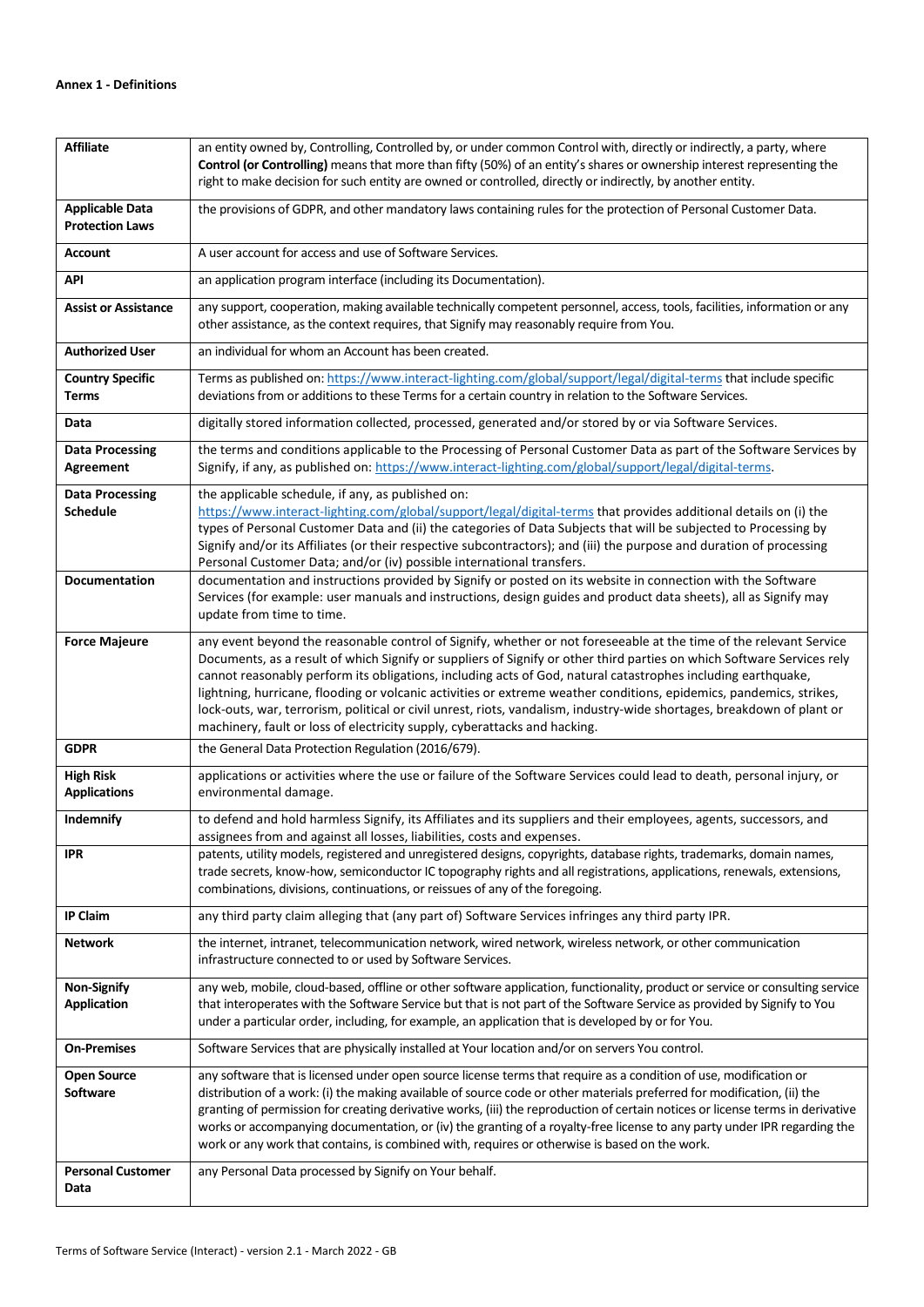**Annex 1 - Definitions**

| | |
|---|---|
| **Affiliate** | an entity owned by, Controlling, Controlled by, or under common Control with, directly or indirectly, a party, where **Control (or Controlling)** means that more than fifty (50%) of an entity's shares or ownership interest representing the right to make decision for such entity are owned or controlled, directly or indirectly, by another entity. |
| **Applicable Data Protection Laws** | the provisions of GDPR, and other mandatory laws containing rules for the protection of Personal Customer Data. |
| **Account** | A user account for access and use of Software Services. |
| **API** | an application program interface (including its Documentation). |
| **Assist or Assistance** | any support, cooperation, making available technically competent personnel, access, tools, facilities, information or any other assistance, as the context requires, that Signify may reasonably require from You. |
| **Authorized User** | an individual for whom an Account has been created. |
| **Country Specific Terms** | Terms as published on: https://www.interact-lighting.com/global/support/legal/digital-terms that include specific deviations from or additions to these Terms for a certain country in relation to the Software Services. |
| **Data** | digitally stored information collected, processed, generated and/or stored by or via Software Services. |
| **Data Processing Agreement** | the terms and conditions applicable to the Processing of Personal Customer Data as part of the Software Services by Signify, if any, as published on: https://www.interact-lighting.com/global/support/legal/digital-terms. |
| **Data Processing Schedule** | the applicable schedule, if any, as published on: https://www.interact-lighting.com/global/support/legal/digital-terms that provides additional details on (i) the types of Personal Customer Data and (ii) the categories of Data Subjects that will be subjected to Processing by Signify and/or its Affiliates (or their respective subcontractors); and (iii) the purpose and duration of processing Personal Customer Data; and/or (iv) possible international transfers. |
| **Documentation** | documentation and instructions provided by Signify or posted on its website in connection with the Software Services (for example: user manuals and instructions, design guides and product data sheets), all as Signify may update from time to time. |
| **Force Majeure** | any event beyond the reasonable control of Signify, whether or not foreseeable at the time of the relevant Service Documents, as a result of which Signify or suppliers of Signify or other third parties on which Software Services rely cannot reasonably perform its obligations, including acts of God, natural catastrophes including earthquake, lightning, hurricane, flooding or volcanic activities or extreme weather conditions, epidemics, pandemics, strikes, lock-outs, war, terrorism, political or civil unrest, riots, vandalism, industry-wide shortages, breakdown of plant or machinery, fault or loss of electricity supply, cyberattacks and hacking. |
| **GDPR** | the General Data Protection Regulation (2016/679). |
| **High Risk Applications** | applications or activities where the use or failure of the Software Services could lead to death, personal injury, or environmental damage. |
| **Indemnify** | to defend and hold harmless Signify, its Affiliates and its suppliers and their employees, agents, successors, and assignees from and against all losses, liabilities, costs and expenses. |
| **IPR** | patents, utility models, registered and unregistered designs, copyrights, database rights, trademarks, domain names, trade secrets, know-how, semiconductor IC topography rights and all registrations, applications, renewals, extensions, combinations, divisions, continuations, or reissues of any of the foregoing. |
| **IP Claim** | any third party claim alleging that (any part of) Software Services infringes any third party IPR. |
| **Network** | the internet, intranet, telecommunication network, wired network, wireless network, or other communication infrastructure connected to or used by Software Services. |
| **Non-Signify Application** | any web, mobile, cloud-based, offline or other software application, functionality, product or service or consulting service that interoperates with the Software Service but that is not part of the Software Service as provided by Signify to You under a particular order, including, for example, an application that is developed by or for You. |
| **On-Premises** | Software Services that are physically installed at Your location and/or on servers You control. |
| **Open Source Software** | any software that is licensed under open source license terms that require as a condition of use, modification or distribution of a work: (i) the making available of source code or other materials preferred for modification, (ii) the granting of permission for creating derivative works, (iii) the reproduction of certain notices or license terms in derivative works or accompanying documentation, or (iv) the granting of a royalty-free license to any party under IPR regarding the work or any work that contains, is combined with, requires or otherwise is based on the work. |
| **Personal Customer Data** | any Personal Data processed by Signify on Your behalf. |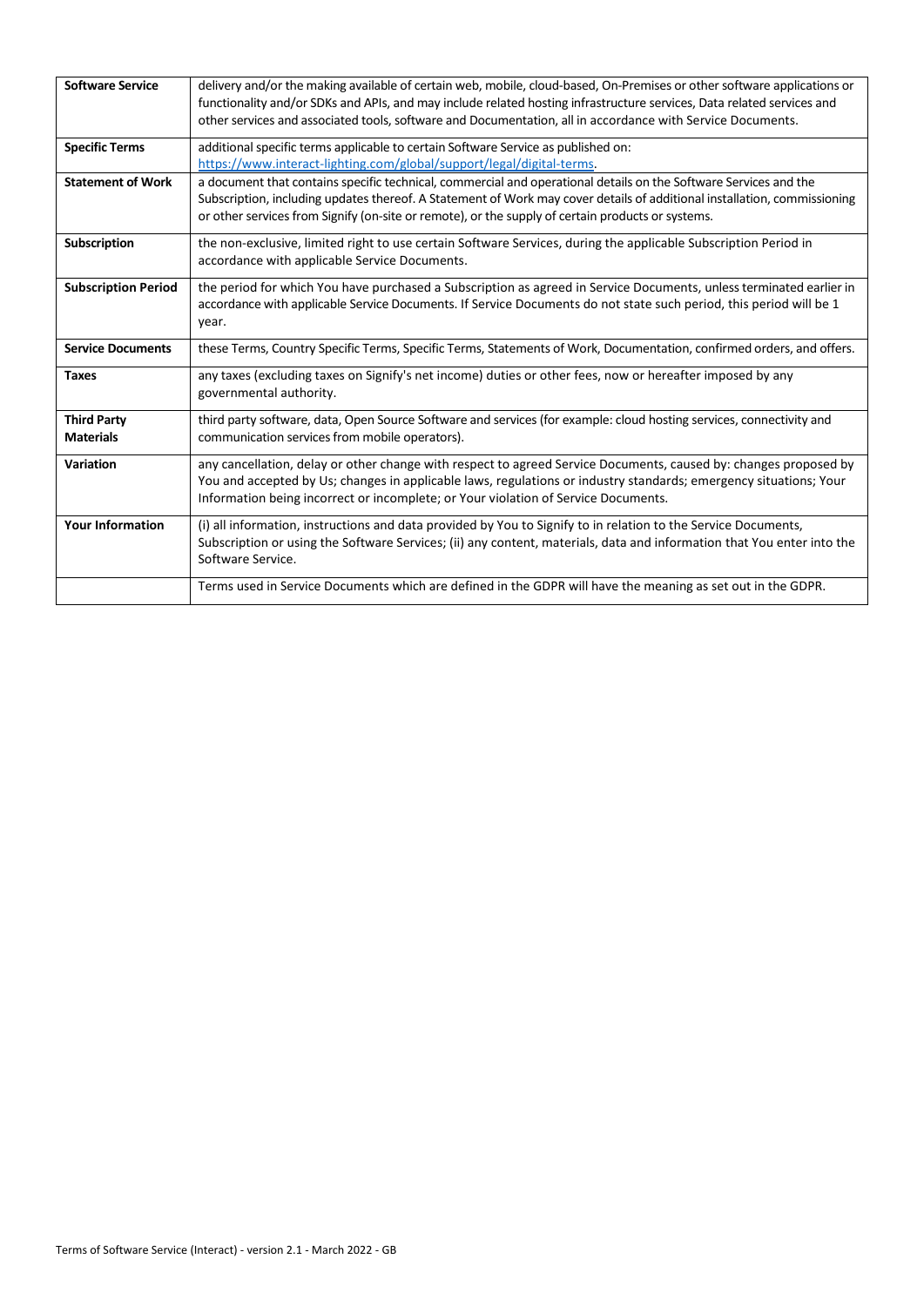| | |
|---|---|
| **Software Service** | delivery and/or the making available of certain web, mobile, cloud-based, On-Premises or other software applications or functionality and/or SDKs and APIs, and may include related hosting infrastructure services, Data related services and other services and associated tools, software and Documentation, all in accordance with Service Documents. |
| **Specific Terms** | additional specific terms applicable to certain Software Service as published on: [https://www.interact-lighting.com/global/support/legal/digital-terms](https://www.interact-lighting.com/global/support/legal/digital-terms). |
| **Statement of Work** | a document that contains specific technical, commercial and operational details on the Software Services and the Subscription, including updates thereof. A Statement of Work may cover details of additional installation, commissioning or other services from Signify (on-site or remote), or the supply of certain products or systems. |
| **Subscription** | the non-exclusive, limited right to use certain Software Services, during the applicable Subscription Period in accordance with applicable Service Documents. |
| **Subscription Period** | the period for which You have purchased a Subscription as agreed in Service Documents, unless terminated earlier in accordance with applicable Service Documents. If Service Documents do not state such period, this period will be 1 year. |
| **Service Documents** | these Terms, Country Specific Terms, Specific Terms, Statements of Work, Documentation, confirmed orders, and offers. |
| **Taxes** | any taxes (excluding taxes on Signify's net income) duties or other fees, now or hereafter imposed by any governmental authority. |
| **Third Party Materials** | third party software, data, Open Source Software and services (for example: cloud hosting services, connectivity and communication services from mobile operators). |
| **Variation** | any cancellation, delay or other change with respect to agreed Service Documents, caused by: changes proposed by You and accepted by Us; changes in applicable laws, regulations or industry standards; emergency situations; Your Information being incorrect or incomplete; or Your violation of Service Documents. |
| **Your Information** | (i) all information, instructions and data provided by You to Signify to in relation to the Service Documents, Subscription or using the Software Services; (ii) any content, materials, data and information that You enter into the Software Service. |
| | Terms used in Service Documents which are defined in the GDPR will have the meaning as set out in the GDPR. |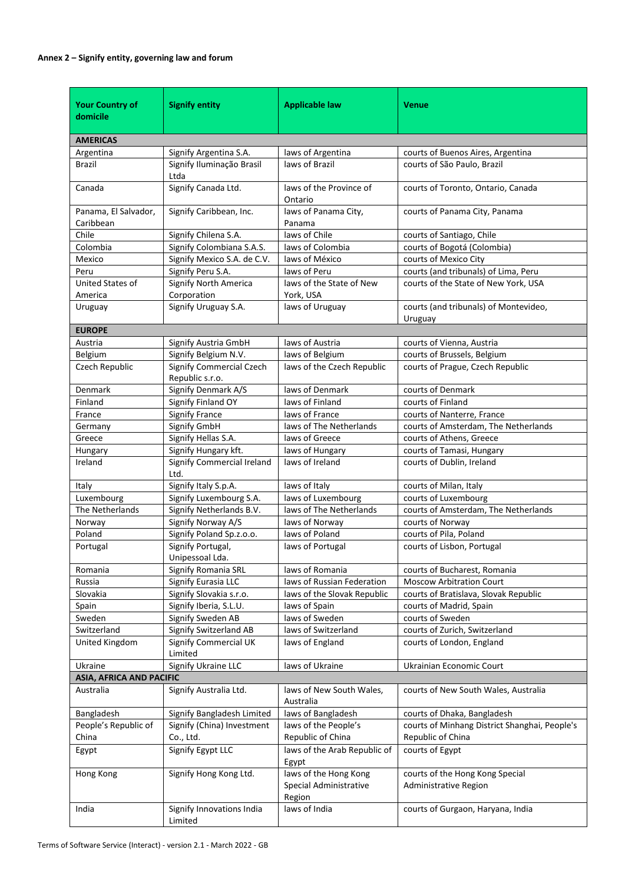**Annex 2 – Signify entity, governing law and forum**

| Your Country of domicile | Signify entity | Applicable law | Venue |
|---|---|---|---|
| **AMERICAS** | | | |
| Argentina | Signify Argentina S.A. | laws of Argentina | courts of Buenos Aires, Argentina |
| Brazil | Signify Iluminação Brasil Ltda | laws of Brazil | courts of São Paulo, Brazil |
| Canada | Signify Canada Ltd. | laws of the Province of Ontario | courts of Toronto, Ontario, Canada |
| Panama, El Salvador, Caribbean | Signify Caribbean, Inc. | laws of Panama City, Panama | courts of Panama City, Panama |
| Chile | Signify Chilena S.A. | laws of Chile | courts of Santiago, Chile |
| Colombia | Signify Colombiana S.A.S. | laws of Colombia | courts of Bogotá (Colombia) |
| Mexico | Signify Mexico S.A. de C.V. | laws of México | courts of Mexico City |
| Peru | Signify Peru S.A. | laws of Peru | courts (and tribunals) of Lima, Peru |
| United States of America | Signify North America Corporation | laws of the State of New York, USA | courts of the State of New York, USA |
| Uruguay | Signify Uruguay S.A. | laws of Uruguay | courts (and tribunals) of Montevideo, Uruguay |
| **EUROPE** | | | |
| Austria | Signify Austria GmbH | laws of Austria | courts of Vienna, Austria |
| Belgium | Signify Belgium N.V. | laws of Belgium | courts of Brussels, Belgium |
| Czech Republic | Signify Commercial Czech Republic s.r.o. | laws of the Czech Republic | courts of Prague, Czech Republic |
| Denmark | Signify Denmark A/S | laws of Denmark | courts of Denmark |
| Finland | Signify Finland OY | laws of Finland | courts of Finland |
| France | Signify France | laws of France | courts of Nanterre, France |
| Germany | Signify GmbH | laws of The Netherlands | courts of Amsterdam, The Netherlands |
| Greece | Signify Hellas S.A. | laws of Greece | courts of Athens, Greece |
| Hungary | Signify Hungary kft. | laws of Hungary | courts of Tamasi, Hungary |
| Ireland | Signify Commercial Ireland Ltd. | laws of Ireland | courts of Dublin, Ireland |
| Italy | Signify Italy S.p.A. | laws of Italy | courts of Milan, Italy |
| Luxembourg | Signify Luxembourg S.A. | laws of Luxembourg | courts of Luxembourg |
| The Netherlands | Signify Netherlands B.V. | laws of The Netherlands | courts of Amsterdam, The Netherlands |
| Norway | Signify Norway A/S | laws of Norway | courts of Norway |
| Poland | Signify Poland Sp.z.o.o. | laws of Poland | courts of Pila, Poland |
| Portugal | Signify Portugal, Unipessoal Lda. | laws of Portugal | courts of Lisbon, Portugal |
| Romania | Signify Romania SRL | laws of Romania | courts of Bucharest, Romania |
| Russia | Signify Eurasia LLC | laws of Russian Federation | Moscow Arbitration Court |
| Slovakia | Signify Slovakia s.r.o. | laws of the Slovak Republic | courts of Bratislava, Slovak Republic |
| Spain | Signify Iberia, S.L.U. | laws of Spain | courts of Madrid, Spain |
| Sweden | Signify Sweden AB | laws of Sweden | courts of Sweden |
| Switzerland | Signify Switzerland AB | laws of Switzerland | courts of Zurich, Switzerland |
| United Kingdom | Signify Commercial UK Limited | laws of England | courts of London, England |
| Ukraine | Signify Ukraine LLC | laws of Ukraine | Ukrainian Economic Court |
| **ASIA, AFRICA AND PACIFIC** | | | |
| Australia | Signify Australia Ltd. | laws of New South Wales, Australia | courts of New South Wales, Australia |
| Bangladesh | Signify Bangladesh Limited | laws of Bangladesh | courts of Dhaka, Bangladesh |
| People's Republic of China | Signify (China) Investment Co., Ltd. | laws of the People's Republic of China | courts of Minhang District Shanghai, People's Republic of China |
| Egypt | Signify Egypt LLC | laws of the Arab Republic of Egypt | courts of Egypt |
| Hong Kong | Signify Hong Kong Ltd. | laws of the Hong Kong Special Administrative Region | courts of the Hong Kong Special Administrative Region |
| India | Signify Innovations India Limited | laws of India | courts of Gurgaon, Haryana, India |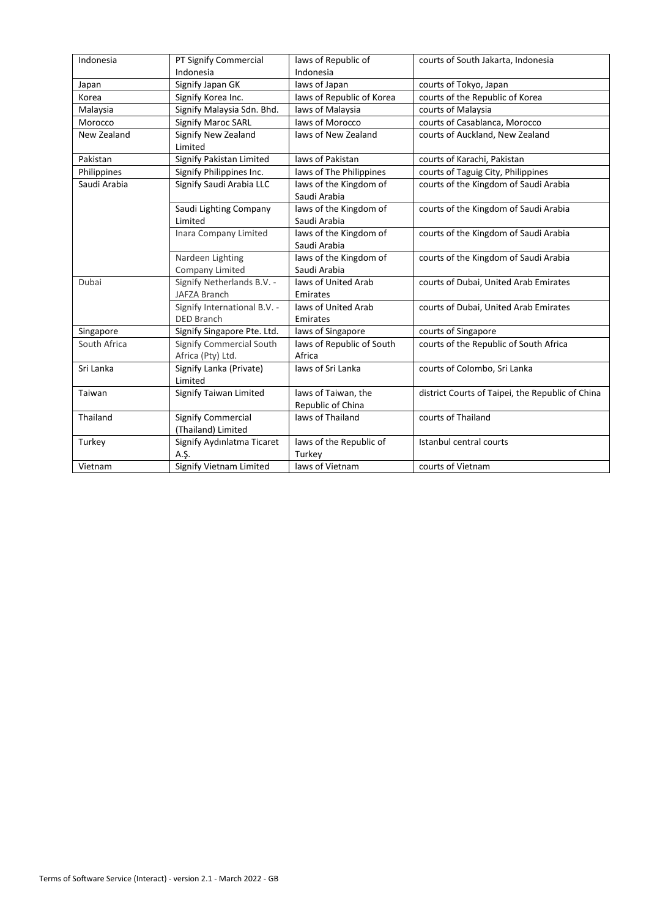| | | | |
|---|---|---|---|
| Indonesia | PT Signify Commercial Indonesia | laws of Republic of Indonesia | courts of South Jakarta, Indonesia |
| Japan | Signify Japan GK | laws of Japan | courts of Tokyo, Japan |
| Korea | Signify Korea Inc. | laws of Republic of Korea | courts of the Republic of Korea |
| Malaysia | Signify Malaysia Sdn. Bhd. | laws of Malaysia | courts of Malaysia |
| Morocco | Signify Maroc SARL | laws of Morocco | courts of Casablanca, Morocco |
| New Zealand | Signify New Zealand Limited | laws of New Zealand | courts of Auckland, New Zealand |
| Pakistan | Signify Pakistan Limited | laws of Pakistan | courts of Karachi, Pakistan |
| Philippines | Signify Philippines Inc. | laws of The Philippines | courts of Taguig City, Philippines |
| Saudi Arabia | Signify Saudi Arabia LLC | laws of the Kingdom of Saudi Arabia | courts of the Kingdom of Saudi Arabia |
| | Saudi Lighting Company Limited | laws of the Kingdom of Saudi Arabia | courts of the Kingdom of Saudi Arabia |
| | Inara Company Limited | laws of the Kingdom of Saudi Arabia | courts of the Kingdom of Saudi Arabia |
| | Nardeen Lighting Company Limited | laws of the Kingdom of Saudi Arabia | courts of the Kingdom of Saudi Arabia |
| Dubai | Signify Netherlands B.V. - JAFZA Branch | laws of United Arab Emirates | courts of Dubai, United Arab Emirates |
| | Signify International B.V. - DED Branch | laws of United Arab Emirates | courts of Dubai, United Arab Emirates |
| Singapore | Signify Singapore Pte. Ltd. | laws of Singapore | courts of Singapore |
| South Africa | Signify Commercial South Africa (Pty) Ltd. | laws of Republic of South Africa | courts of the Republic of South Africa |
| Sri Lanka | Signify Lanka (Private) Limited | laws of Sri Lanka | courts of Colombo, Sri Lanka |
| Taiwan | Signify Taiwan Limited | laws of Taiwan, the Republic of China | district Courts of Taipei, the Republic of China |
| Thailand | Signify Commercial (Thailand) Limited | laws of Thailand | courts of Thailand |
| Turkey | Signify Aydınlatma Ticaret A.Ş. | laws of the Republic of Turkey | Istanbul central courts |
| Vietnam | Signify Vietnam Limited | laws of Vietnam | courts of Vietnam |